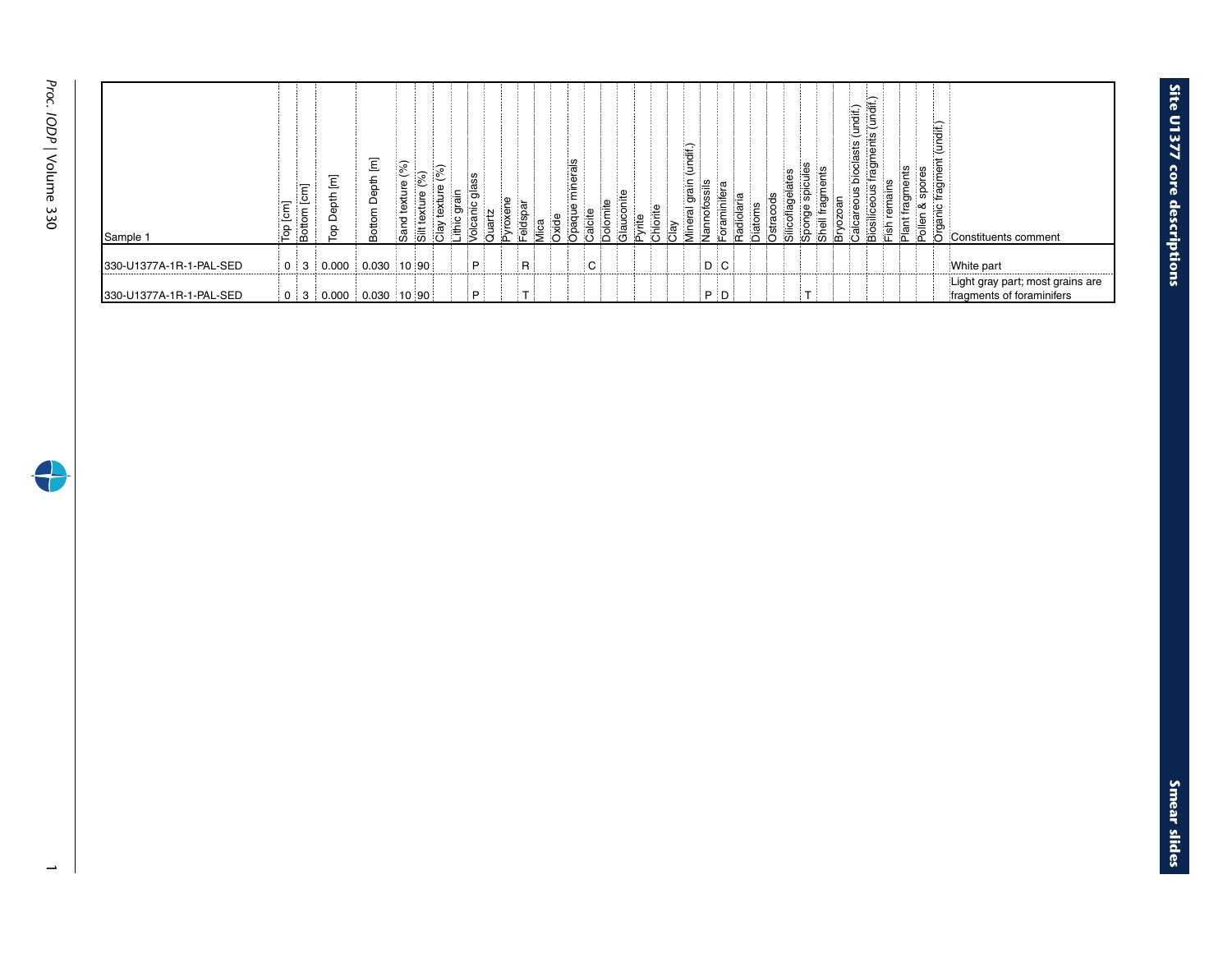| Sample 1 | Top [cm] | Bottom [cm] | Top Depth [m] | Bottom Depth [m] | Sand texture (%) | Silt texture (%) | Clay texture (%) | Lithic grain | Volcanic glass | Quartz | Pyroxene | Feldspar | Mica | Oxide | Opaque minerals | Calcite | Dolomite | Glauconite | Pyrite | Chlorite | Clay | Mineral grain (undif.) | Nannofossils | Foraminifera | Radiolaria | Diatoms | Ostracods | Silicoflagelates | Sponge spicules | Shell fragments | Bryozoan | Calcareous bioclasts (undif.) | Biosiliceous fragments (undif.) | Fish remains | Plant fragments | Pollen & spores | Organic fragment (undif.) | Constituents comment |
|---|---|---|---|---|---|---|---|---|---|---|---|---|---|---|---|---|---|---|---|---|---|---|---|---|---|---|---|---|---|---|---|---|---|---|---|---|---|---|
| 330-U1377A-1R-1-PAL-SED | 0 | 3 | 0.000 | 0.030 | 10 | 90 | | | P | | | R | | | | C | | | | | | | D | C | | | | | | | | | | | | | | White part |
| 330-U1377A-1R-1-PAL-SED | 0 | 3 | 0.000 | 0.030 | 10 | 90 | | | P | | | T | | | | | | | | | | | P | D | | | | | T | | | | | | | | | Light gray part; most grains are fragments of foraminifers |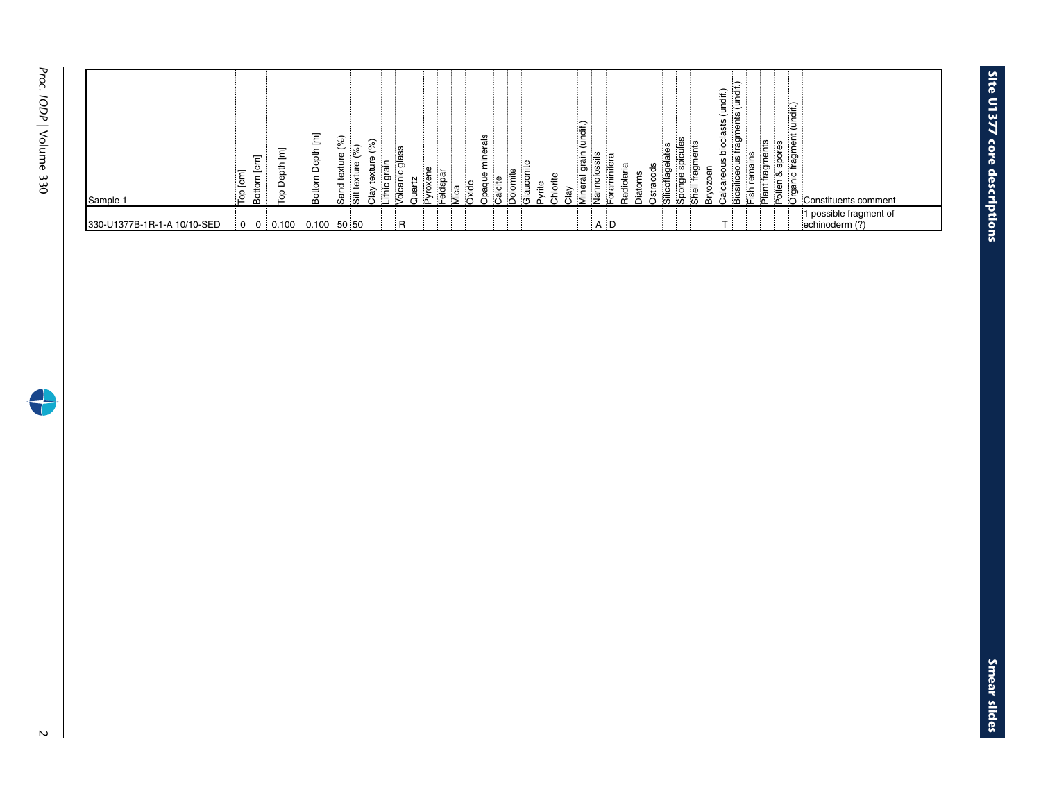| Sample 1 | Top [cm] | Bottom [cm] | Top Depth [m] | Bottom Depth [m] | Sand texture (%) | Silt texture (%) | Clay texture (%) | Lithic grain | Volcanic glass | Quartz | Pyroxene | Feldspar | Mica | Oxide | Opaque minerals | Calcite | Dolomite | Glauconite | Pyrite | Chlorite | Clay | Mineral grain (undif.) | Nannofossils | Foraminifera | Radiolaria | Diatoms | Ostracods | Silicoflagelates | Sponge spicules | Shell fragments | Bryozoan | Calcareous bioclasts (undif.) | Biosiliceous fragments (undif.) | Fish remains | Plant fragments | Pollen & spores | Organic fragment (undif.) | Constituents comment |
|---|---|---|---|---|---|---|---|---|---|---|---|---|---|---|---|---|---|---|---|---|---|---|---|---|---|---|---|---|---|---|---|---|---|---|---|---|---|---|
| 330-U1377B-1R-1-A 10/10-SED | 0 | 0 | 0.100 | 0.100 | 50 | 50 | | | R | | | | | | | | | | | | | | A | D | | | | | | | | T | | | | | | 1 possible fragment of echinoderm (?) |